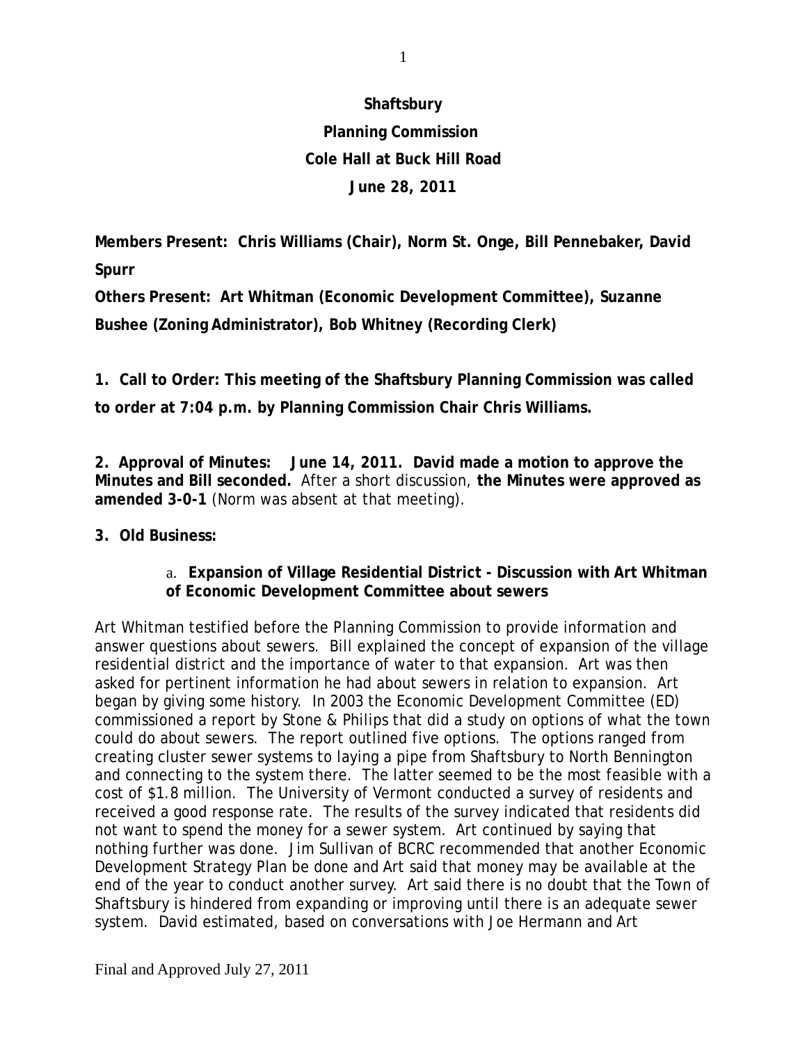# Shaftsbury
## Planning Commission
## Cole Hall at Buck Hill Road
## June 28, 2011

**Members Present: Chris Williams (Chair), Norm St. Onge, Bill Pennebaker, David Spurr**

**Others Present: Art Whitman (Economic Development Committee), Suzanne Bushee (Zoning Administrator), Bob Whitney (Recording Clerk)**

**1. Call to Order: This meeting of the Shaftsbury Planning Commission was called to order at 7:04 p.m. by Planning Commission Chair Chris Williams.**

**2. Approval of Minutes: June 14, 2011. David made a motion to approve the Minutes and Bill seconded.** After a short discussion, **the Minutes were approved as amended 3-0-1** (Norm was absent at that meeting).

**3. Old Business:**

a. **Expansion of Village Residential District - Discussion with Art Whitman of Economic Development Committee about sewers**

Art Whitman testified before the Planning Commission to provide information and answer questions about sewers. Bill explained the concept of expansion of the village residential district and the importance of water to that expansion. Art was then asked for pertinent information he had about sewers in relation to expansion. Art began by giving some history. In 2003 the Economic Development Committee (ED) commissioned a report by Stone & Philips that did a study on options of what the town could do about sewers. The report outlined five options. The options ranged from creating cluster sewer systems to laying a pipe from Shaftsbury to North Bennington and connecting to the system there. The latter seemed to be the most feasible with a cost of $1.8 million. The University of Vermont conducted a survey of residents and received a good response rate. The results of the survey indicated that residents did not want to spend the money for a sewer system. Art continued by saying that nothing further was done. Jim Sullivan of BCRC recommended that another Economic Development Strategy Plan be done and Art said that money may be available at the end of the year to conduct another survey. Art said there is no doubt that the Town of Shaftsbury is hindered from expanding or improving until there is an adequate sewer system. David estimated, based on conversations with Joe Hermann and Art

Final and Approved July 27, 2011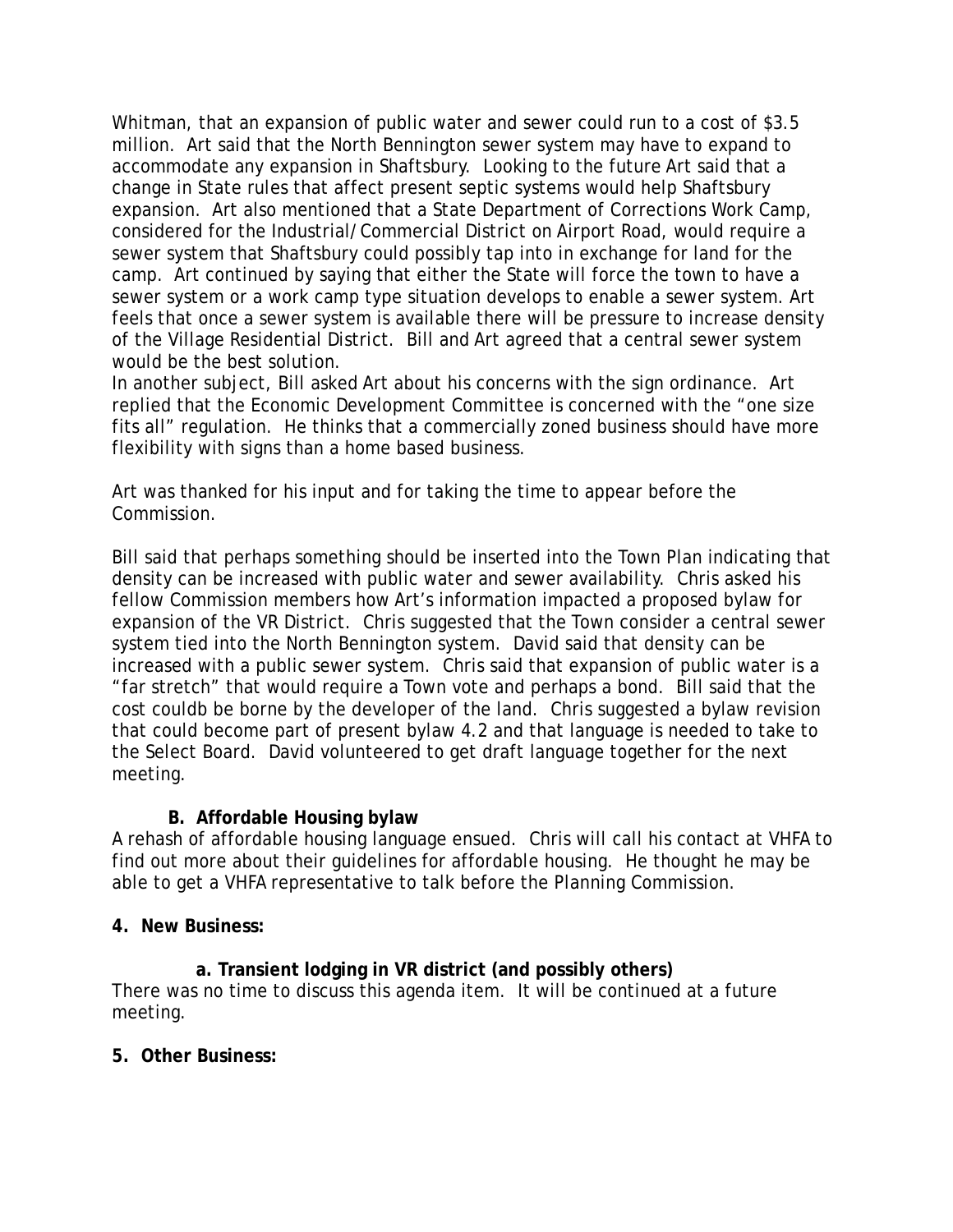Whitman, that an expansion of public water and sewer could run to a cost of $3.5 million. Art said that the North Bennington sewer system may have to expand to accommodate any expansion in Shaftsbury. Looking to the future Art said that a change in State rules that affect present septic systems would help Shaftsbury expansion. Art also mentioned that a State Department of Corrections Work Camp, considered for the Industrial/Commercial District on Airport Road, would require a sewer system that Shaftsbury could possibly tap into in exchange for land for the camp. Art continued by saying that either the State will force the town to have a sewer system or a work camp type situation develops to enable a sewer system. Art feels that once a sewer system is available there will be pressure to increase density of the Village Residential District. Bill and Art agreed that a central sewer system would be the best solution.
In another subject, Bill asked Art about his concerns with the sign ordinance. Art replied that the Economic Development Committee is concerned with the "one size fits all" regulation. He thinks that a commercially zoned business should have more flexibility with signs than a home based business.

Art was thanked for his input and for taking the time to appear before the Commission.

Bill said that perhaps something should be inserted into the Town Plan indicating that density can be increased with public water and sewer availability. Chris asked his fellow Commission members how Art's information impacted a proposed bylaw for expansion of the VR District. Chris suggested that the Town consider a central sewer system tied into the North Bennington system. David said that density can be increased with a public sewer system. Chris said that expansion of public water is a "far stretch" that would require a Town vote and perhaps a bond. Bill said that the cost couldb be borne by the developer of the land. Chris suggested a bylaw revision that could become part of present bylaw 4.2 and that language is needed to take to the Select Board. David volunteered to get draft language together for the next meeting.

**B. Affordable Housing bylaw**

A rehash of affordable housing language ensued. Chris will call his contact at VHFA to find out more about their guidelines for affordable housing. He thought he may be able to get a VHFA representative to talk before the Planning Commission.

**4. New Business:**

**a. Transient lodging in VR district (and possibly others)**

There was no time to discuss this agenda item. It will be continued at a future meeting.

**5. Other Business:**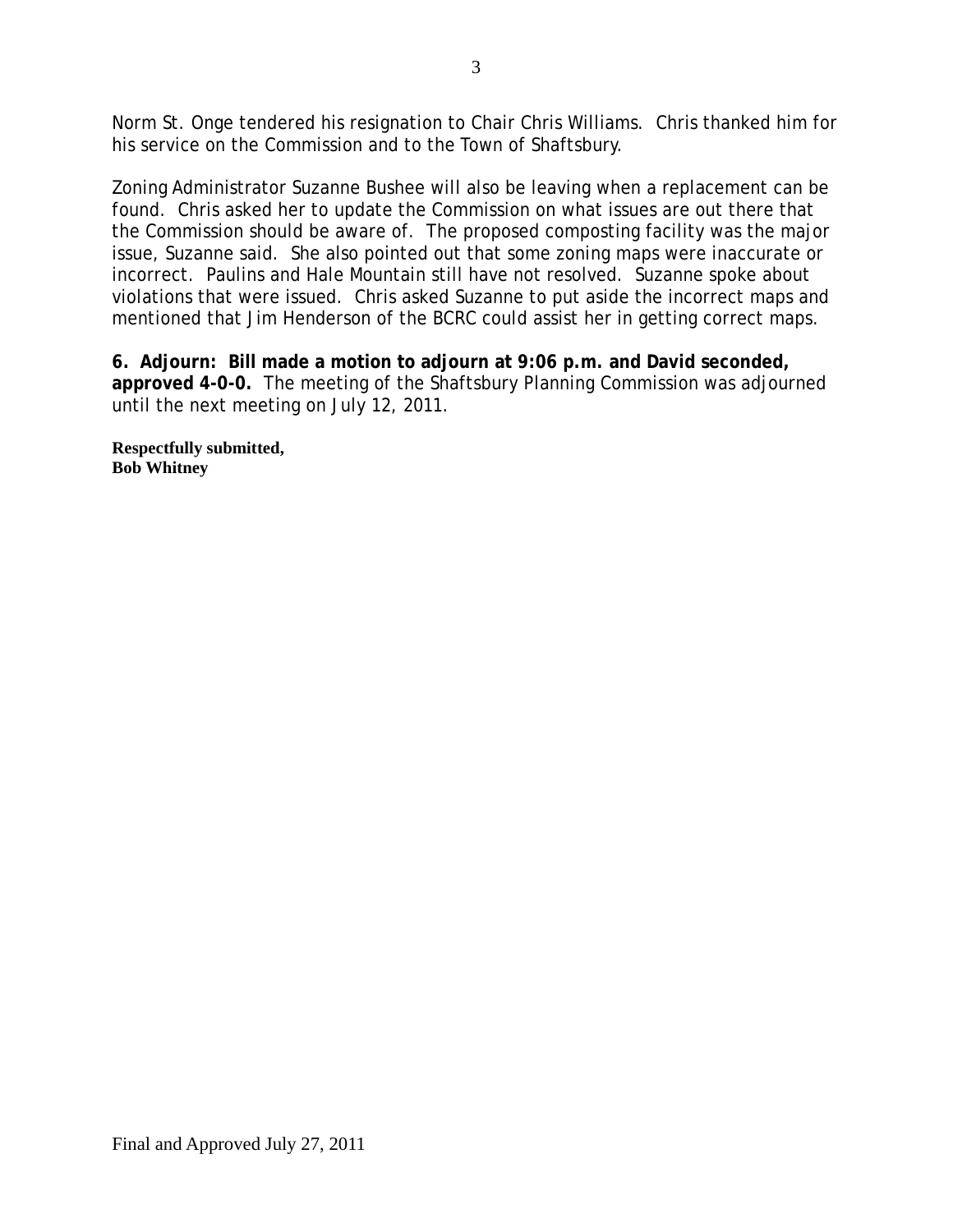Norm St. Onge tendered his resignation to Chair Chris Williams. Chris thanked him for his service on the Commission and to the Town of Shaftsbury.

Zoning Administrator Suzanne Bushee will also be leaving when a replacement can be found. Chris asked her to update the Commission on what issues are out there that the Commission should be aware of. The proposed composting facility was the major issue, Suzanne said. She also pointed out that some zoning maps were inaccurate or incorrect. Paulins and Hale Mountain still have not resolved. Suzanne spoke about violations that were issued. Chris asked Suzanne to put aside the incorrect maps and mentioned that Jim Henderson of the BCRC could assist her in getting correct maps.

**6. Adjourn: Bill made a motion to adjourn at 9:06 p.m. and David seconded, approved 4-0-0.** The meeting of the Shaftsbury Planning Commission was adjourned until the next meeting on July 12, 2011.

**Respectfully submitted,**
**Bob Whitney**

Final and Approved July 27, 2011